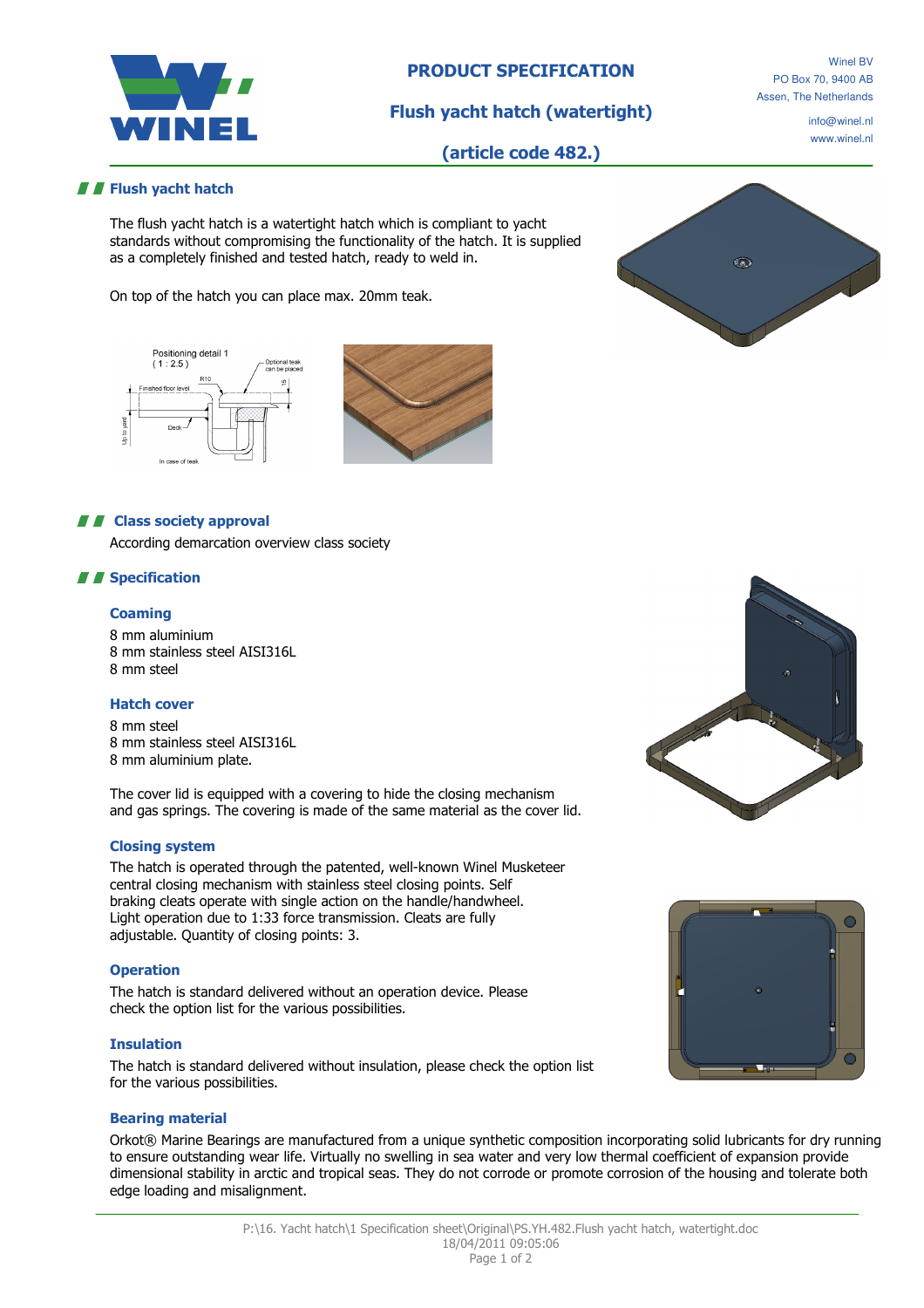# PRODUCT SPECIFICATION

## Flush yacht hatch (watertight)

## (article code 482.)

Winel BV
PO Box 70, 9400 AB
Assen, The Netherlands

info@winel.nl
www.winel.nl

## Flush yacht hatch

The flush yacht hatch is a watertight hatch which is compliant to yacht standards without compromising the functionality of the hatch. It is supplied as a completely finished and tested hatch, ready to weld in.

On top of the hatch you can place max. 20mm teak.

## Class society approval

According demarcation overview class society

## Specification

### Coaming

8 mm aluminium
8 mm stainless steel AISI316L
8 mm steel

### Hatch cover

8 mm steel
8 mm stainless steel AISI316L
8 mm aluminium plate.

The cover lid is equipped with a covering to hide the closing mechanism and gas springs. The covering is made of the same material as the cover lid.

### Closing system

The hatch is operated through the patented, well-known Winel Musketeer central closing mechanism with stainless steel closing points. Self braking cleats operate with single action on the handle/handwheel. Light operation due to 1:33 force transmission. Cleats are fully adjustable. Quantity of closing points: 3.

### Operation

The hatch is standard delivered without an operation device. Please check the option list for the various possibilities.

### Insulation

The hatch is standard delivered without insulation, please check the option list for the various possibilities.

### Bearing material

Orkot® Marine Bearings are manufactured from a unique synthetic composition incorporating solid lubricants for dry running to ensure outstanding wear life. Virtually no swelling in sea water and very low thermal coefficient of expansion provide dimensional stability in arctic and tropical seas. They do not corrode or promote corrosion of the housing and tolerate both edge loading and misalignment.

P:\16. Yacht hatch\1 Specification sheet\Original\PS.YH.482.Flush yacht hatch, watertight.doc
18/04/2011 09:05:06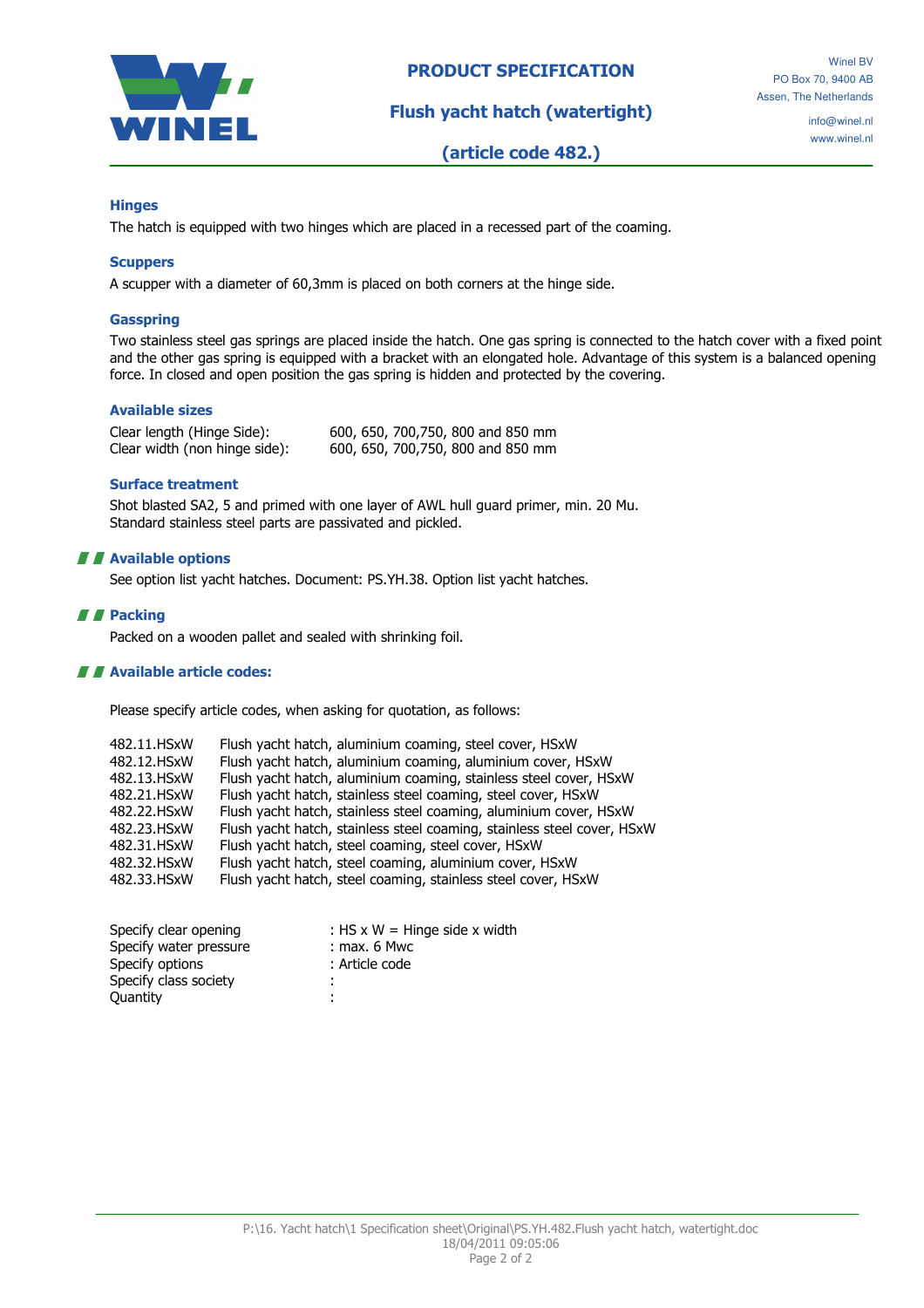# PRODUCT SPECIFICATION

## Flush yacht hatch (watertight)

## (article code 482.)

Winel BV
PO Box 70, 9400 AB
Assen, The Netherlands

info@winel.nl
www.winel.nl

### Hinges

The hatch is equipped with two hinges which are placed in a recessed part of the coaming.

### Scuppers

A scupper with a diameter of 60,3mm is placed on both corners at the hinge side.

### Gasspring

Two stainless steel gas springs are placed inside the hatch. One gas spring is connected to the hatch cover with a fixed point and the other gas spring is equipped with a bracket with an elongated hole. Advantage of this system is a balanced opening force. In closed and open position the gas spring is hidden and protected by the covering.

### Available sizes

| | |
|---|---|
| Clear length (Hinge Side): | 600, 650, 700,750, 800 and 850 mm |
| Clear width (non hinge side): | 600, 650, 700,750, 800 and 850 mm |

### Surface treatment

Shot blasted SA2, 5 and primed with one layer of AWL hull guard primer, min. 20 Mu.
Standard stainless steel parts are passivated and pickled.

### Available options

See option list yacht hatches. Document: PS.YH.38. Option list yacht hatches.

### Packing

Packed on a wooden pallet and sealed with shrinking foil.

### Available article codes:

Please specify article codes, when asking for quotation, as follows:

| | |
|---|---|
| 482.11.HSxW | Flush yacht hatch, aluminium coaming, steel cover, HSxW |
| 482.12.HSxW | Flush yacht hatch, aluminium coaming, aluminium cover, HSxW |
| 482.13.HSxW | Flush yacht hatch, aluminium coaming, stainless steel cover, HSxW |
| 482.21.HSxW | Flush yacht hatch, stainless steel coaming, steel cover, HSxW |
| 482.22.HSxW | Flush yacht hatch, stainless steel coaming, aluminium cover, HSxW |
| 482.23.HSxW | Flush yacht hatch, stainless steel coaming, stainless steel cover, HSxW |
| 482.31.HSxW | Flush yacht hatch, steel coaming, steel cover, HSxW |
| 482.32.HSxW | Flush yacht hatch, steel coaming, aluminium cover, HSxW |
| 482.33.HSxW | Flush yacht hatch, steel coaming, stainless steel cover, HSxW |

| | |
|---|---|
| Specify clear opening | : HS x W = Hinge side x width |
| Specify water pressure | : max. 6 Mwc |
| Specify options | : Article code |
| Specify class society | : |
| Quantity | : |